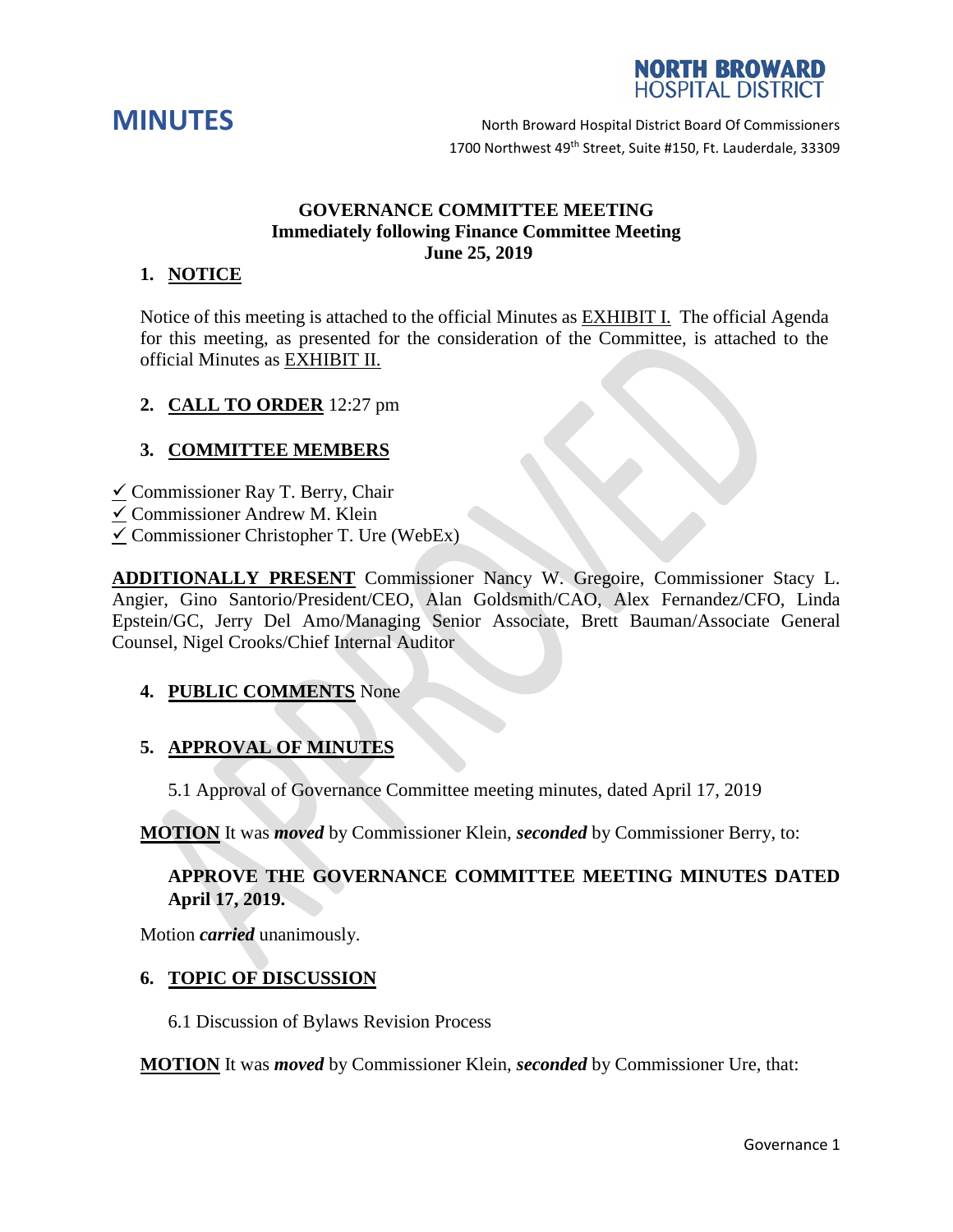NORTH BROWARD HOSPITAL DISTRICT

# MINUTES

North Broward Hospital District Board Of Commissioners
1700 Northwest 49th Street, Suite #150, Ft. Lauderdale, 33309

**GOVERNANCE COMMITTEE MEETING**
**Immediately following Finance Committee Meeting**
**June 25, 2019**

## 1. NOTICE

Notice of this meeting is attached to the official Minutes as EXHIBIT I. The official Agenda for this meeting, as presented for the consideration of the Committee, is attached to the official Minutes as EXHIBIT II.

## 2. CALL TO ORDER 12:27 pm

## 3. COMMITTEE MEMBERS

✓ Commissioner Ray T. Berry, Chair
✓ Commissioner Andrew M. Klein
✓ Commissioner Christopher T. Ure (WebEx)

**ADDITIONALLY PRESENT** Commissioner Nancy W. Gregoire, Commissioner Stacy L. Angier, Gino Santorio/President/CEO, Alan Goldsmith/CAO, Alex Fernandez/CFO, Linda Epstein/GC, Jerry Del Amo/Managing Senior Associate, Brett Bauman/Associate General Counsel, Nigel Crooks/Chief Internal Auditor

## 4. PUBLIC COMMENTS None

## 5. APPROVAL OF MINUTES

5.1 Approval of Governance Committee meeting minutes, dated April 17, 2019

**MOTION** It was ***moved*** by Commissioner Klein, ***seconded*** by Commissioner Berry, to:

**APPROVE THE GOVERNANCE COMMITTEE MEETING MINUTES DATED April 17, 2019.**

Motion ***carried*** unanimously.

## 6. TOPIC OF DISCUSSION

6.1 Discussion of Bylaws Revision Process

**MOTION** It was ***moved*** by Commissioner Klein, ***seconded*** by Commissioner Ure, that: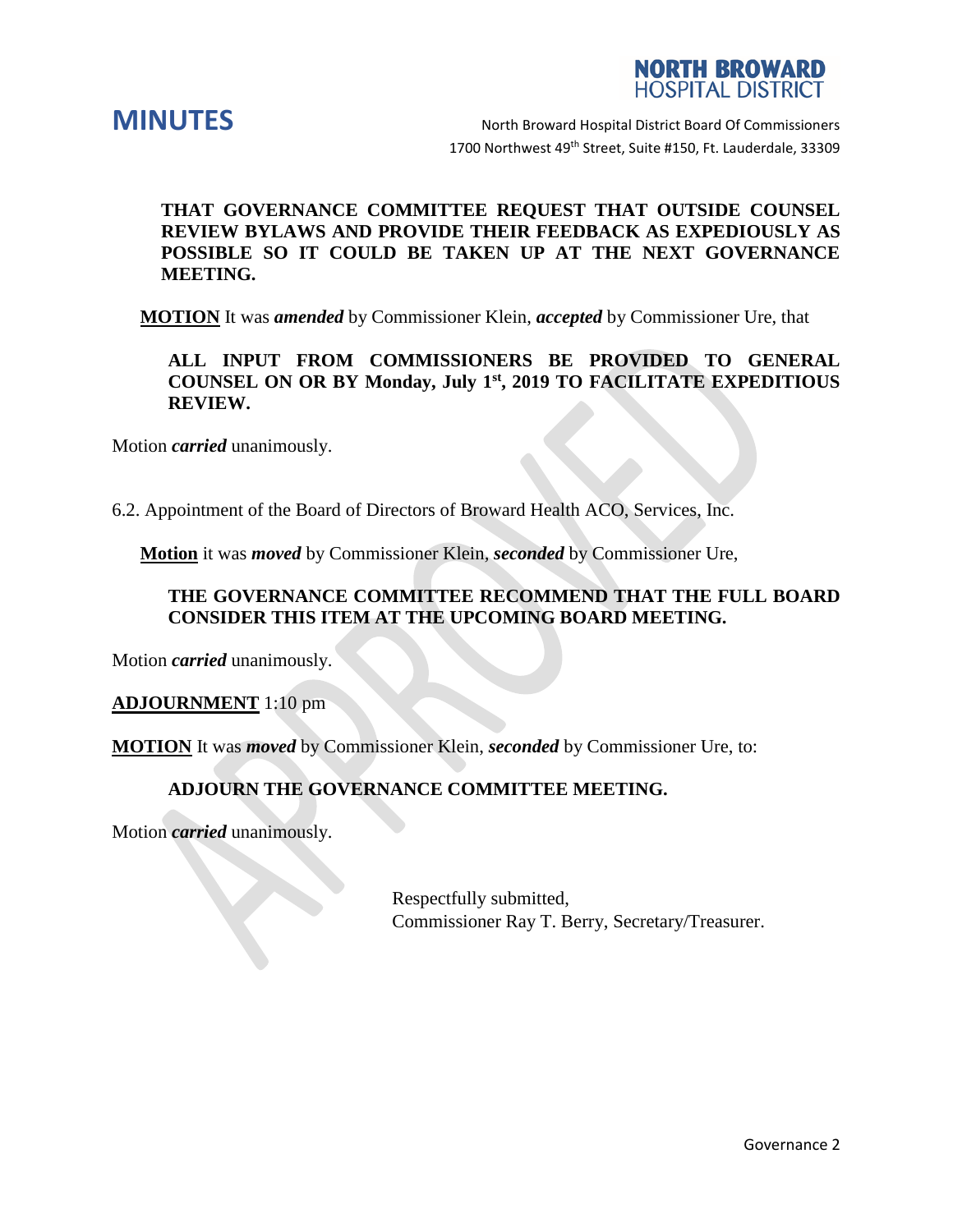**THAT GOVERNANCE COMMITTEE REQUEST THAT OUTSIDE COUNSEL REVIEW BYLAWS AND PROVIDE THEIR FEEDBACK AS EXPEDIOUSLY AS POSSIBLE SO IT COULD BE TAKEN UP AT THE NEXT GOVERNANCE MEETING.**

**MOTION** It was ***amended*** by Commissioner Klein, ***accepted*** by Commissioner Ure, that

**ALL INPUT FROM COMMISSIONERS BE PROVIDED TO GENERAL COUNSEL ON OR BY Monday, July 1st, 2019 TO FACILITATE EXPEDITIOUS REVIEW.**

Motion ***carried*** unanimously.

6.2. Appointment of the Board of Directors of Broward Health ACO, Services, Inc.

**Motion** it was ***moved*** by Commissioner Klein, ***seconded*** by Commissioner Ure,

**THE GOVERNANCE COMMITTEE RECOMMEND THAT THE FULL BOARD CONSIDER THIS ITEM AT THE UPCOMING BOARD MEETING.**

Motion ***carried*** unanimously.

**ADJOURNMENT** 1:10 pm

**MOTION** It was ***moved*** by Commissioner Klein, ***seconded*** by Commissioner Ure, to:

**ADJOURN THE GOVERNANCE COMMITTEE MEETING.**

Motion ***carried*** unanimously.

Respectfully submitted,
Commissioner Ray T. Berry, Secretary/Treasurer.